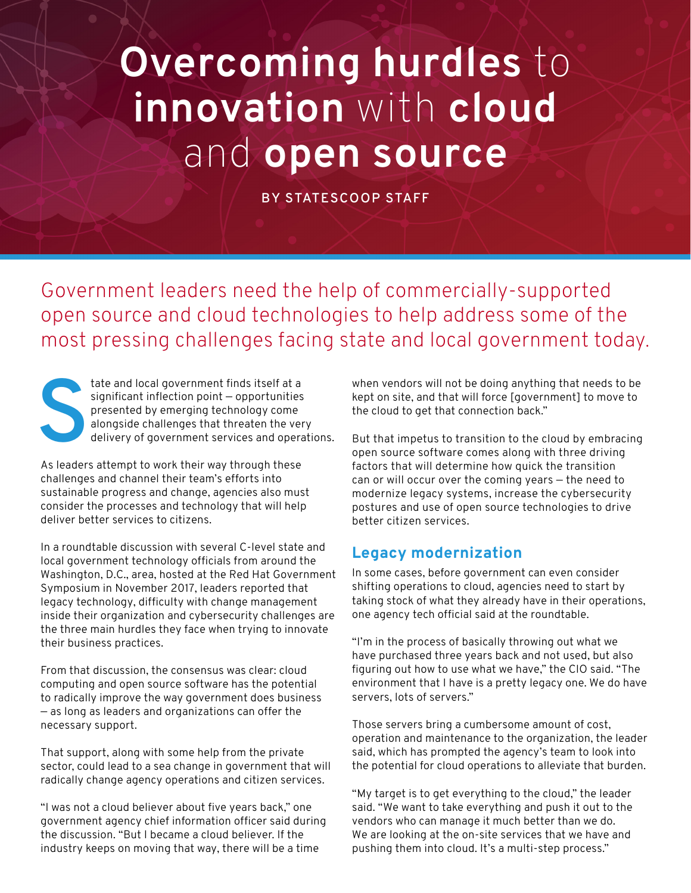# Overcoming hurdles to innovation with cloud and open source

BY STATESCOOP STAFF

Government leaders need the help of commercially-supported open source and cloud technologies to help address some of the most pressing challenges facing state and local government today.

State and local government finds itself at a significant inflection point — opportunities presented by emerging technology come alongside challenges that threaten the very delivery of government services and operations.

As leaders attempt to work their way through these challenges and channel their team's efforts into sustainable progress and change, agencies also must consider the processes and technology that will help deliver better services to citizens.

In a roundtable discussion with several C-level state and local government technology officials from around the Washington, D.C., area, hosted at the Red Hat Government Symposium in November 2017, leaders reported that legacy technology, difficulty with change management inside their organization and cybersecurity challenges are the three main hurdles they face when trying to innovate their business practices.

From that discussion, the consensus was clear: cloud computing and open source software has the potential to radically improve the way government does business — as long as leaders and organizations can offer the necessary support.

That support, along with some help from the private sector, could lead to a sea change in government that will radically change agency operations and citizen services.

"I was not a cloud believer about five years back," one government agency chief information officer said during the discussion. "But I became a cloud believer. If the industry keeps on moving that way, there will be a time when vendors will not be doing anything that needs to be kept on site, and that will force [government] to move to the cloud to get that connection back."

But that impetus to transition to the cloud by embracing open source software comes along with three driving factors that will determine how quick the transition can or will occur over the coming years — the need to modernize legacy systems, increase the cybersecurity postures and use of open source technologies to drive better citizen services.

## Legacy modernization

In some cases, before government can even consider shifting operations to cloud, agencies need to start by taking stock of what they already have in their operations, one agency tech official said at the roundtable.

"I'm in the process of basically throwing out what we have purchased three years back and not used, but also figuring out how to use what we have," the CIO said. "The environment that I have is a pretty legacy one. We do have servers, lots of servers."

Those servers bring a cumbersome amount of cost, operation and maintenance to the organization, the leader said, which has prompted the agency's team to look into the potential for cloud operations to alleviate that burden.

"My target is to get everything to the cloud," the leader said. "We want to take everything and push it out to the vendors who can manage it much better than we do. We are looking at the on-site services that we have and pushing them into cloud. It's a multi-step process."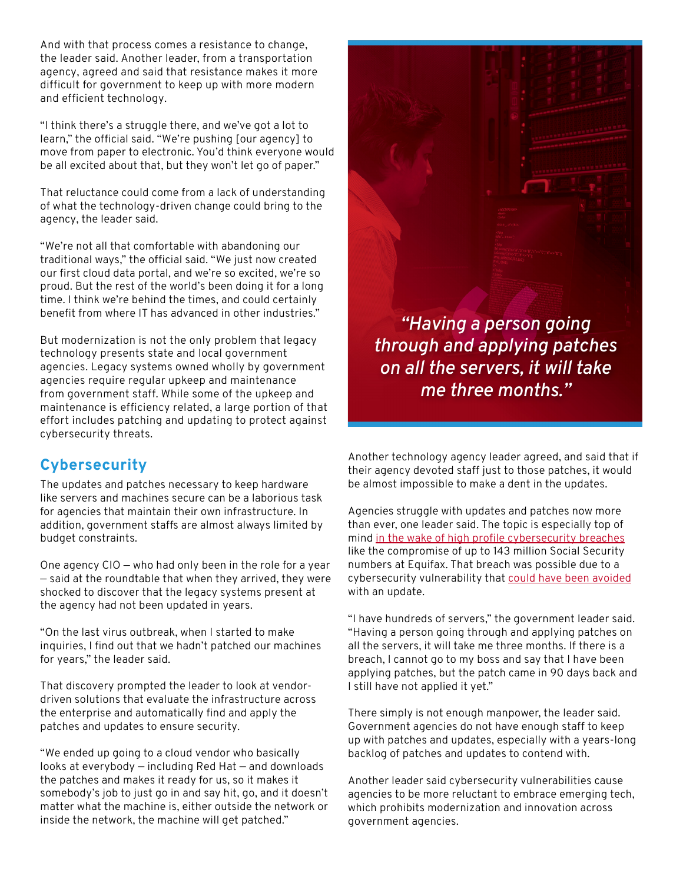And with that process comes a resistance to change, the leader said. Another leader, from a transportation agency, agreed and said that resistance makes it more difficult for government to keep up with more modern and efficient technology.

“I think there’s a struggle there, and we’ve got a lot to learn,” the official said. “We’re pushing [our agency] to move from paper to electronic. You’d think everyone would be all excited about that, but they won’t let go of paper.”

That reluctance could come from a lack of understanding of what the technology-driven change could bring to the agency, the leader said.

“We’re not all that comfortable with abandoning our traditional ways,” the official said. “We just now created our first cloud data portal, and we’re so excited, we’re so proud. But the rest of the world’s been doing it for a long time. I think we’re behind the times, and could certainly benefit from where IT has advanced in other industries.”

But modernization is not the only problem that legacy technology presents state and local government agencies. Legacy systems owned wholly by government agencies require regular upkeep and maintenance from government staff. While some of the upkeep and maintenance is efficiency related, a large portion of that effort includes patching and updating to protect against cybersecurity threats.

## Cybersecurity

The updates and patches necessary to keep hardware like servers and machines secure can be a laborious task for agencies that maintain their own infrastructure. In addition, government staffs are almost always limited by budget constraints.

One agency CIO — who had only been in the role for a year — said at the roundtable that when they arrived, they were shocked to discover that the legacy systems present at the agency had not been updated in years.

“On the last virus outbreak, when I started to make inquiries, I find out that we hadn’t patched our machines for years,” the leader said.

That discovery prompted the leader to look at vendor-driven solutions that evaluate the infrastructure across the enterprise and automatically find and apply the patches and updates to ensure security.

“We ended up going to a cloud vendor who basically looks at everybody — including Red Hat — and downloads the patches and makes it ready for us, so it makes it somebody’s job to just go in and say hit, go, and it doesn’t matter what the machine is, either outside the network or inside the network, the machine will get patched.”

> *“Having a person going through and applying patches on all the servers, it will take me three months.”*

Another technology agency leader agreed, and said that if their agency devoted staff just to those patches, it would be almost impossible to make a dent in the updates.

Agencies struggle with updates and patches now more than ever, one leader said. The topic is especially top of mind in the wake of high profile cybersecurity breaches like the compromise of up to 143 million Social Security numbers at Equifax. That breach was possible due to a cybersecurity vulnerability that could have been avoided with an update.

“I have hundreds of servers,” the government leader said. “Having a person going through and applying patches on all the servers, it will take me three months. If there is a breach, I cannot go to my boss and say that I have been applying patches, but the patch came in 90 days back and I still have not applied it yet.”

There simply is not enough manpower, the leader said. Government agencies do not have enough staff to keep up with patches and updates, especially with a years-long backlog of patches and updates to contend with.

Another leader said cybersecurity vulnerabilities cause agencies to be more reluctant to embrace emerging tech, which prohibits modernization and innovation across government agencies.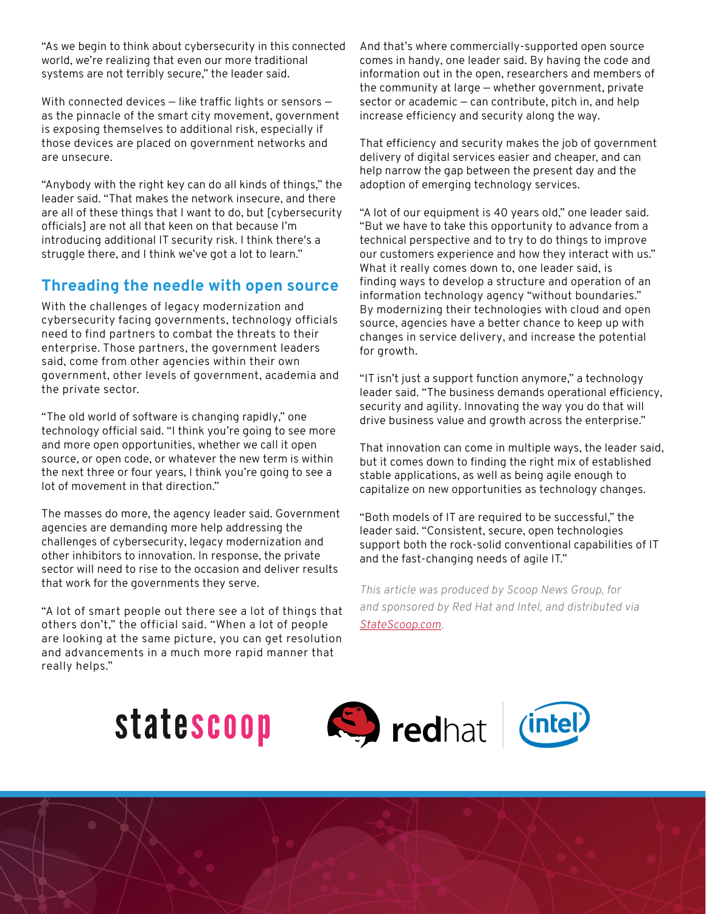"As we begin to think about cybersecurity in this connected world, we're realizing that even our more traditional systems are not terribly secure," the leader said.

With connected devices — like traffic lights or sensors — as the pinnacle of the smart city movement, government is exposing themselves to additional risk, especially if those devices are placed on government networks and are unsecure.

"Anybody with the right key can do all kinds of things," the leader said. "That makes the network insecure, and there are all of these things that I want to do, but [cybersecurity officials] are not all that keen on that because I'm introducing additional IT security risk. I think there's a struggle there, and I think we've got a lot to learn."

## Threading the needle with open source

With the challenges of legacy modernization and cybersecurity facing governments, technology officials need to find partners to combat the threats to their enterprise. Those partners, the government leaders said, come from other agencies within their own government, other levels of government, academia and the private sector.

"The old world of software is changing rapidly," one technology official said. "I think you're going to see more and more open opportunities, whether we call it open source, or open code, or whatever the new term is within the next three or four years, I think you're going to see a lot of movement in that direction."

The masses do more, the agency leader said. Government agencies are demanding more help addressing the challenges of cybersecurity, legacy modernization and other inhibitors to innovation. In response, the private sector will need to rise to the occasion and deliver results that work for the governments they serve.

"A lot of smart people out there see a lot of things that others don't," the official said. "When a lot of people are looking at the same picture, you can get resolution and advancements in a much more rapid manner that really helps."

And that's where commercially-supported open source comes in handy, one leader said. By having the code and information out in the open, researchers and members of the community at large — whether government, private sector or academic — can contribute, pitch in, and help increase efficiency and security along the way.

That efficiency and security makes the job of government delivery of digital services easier and cheaper, and can help narrow the gap between the present day and the adoption of emerging technology services.

"A lot of our equipment is 40 years old," one leader said. "But we have to take this opportunity to advance from a technical perspective and to try to do things to improve our customers experience and how they interact with us." What it really comes down to, one leader said, is finding ways to develop a structure and operation of an information technology agency "without boundaries." By modernizing their technologies with cloud and open source, agencies have a better chance to keep up with changes in service delivery, and increase the potential for growth.

"IT isn't just a support function anymore," a technology leader said. "The business demands operational efficiency, security and agility. Innovating the way you do that will drive business value and growth across the enterprise."

That innovation can come in multiple ways, the leader said, but it comes down to finding the right mix of established stable applications, as well as being agile enough to capitalize on new opportunities as technology changes.

"Both models of IT are required to be successful," the leader said. "Consistent, secure, open technologies support both the rock-solid conventional capabilities of IT and the fast-changing needs of agile IT."

*This article was produced by Scoop News Group, for and sponsored by Red Hat and Intel, and distributed via StateScoop.com.*

statescoop redhat intel